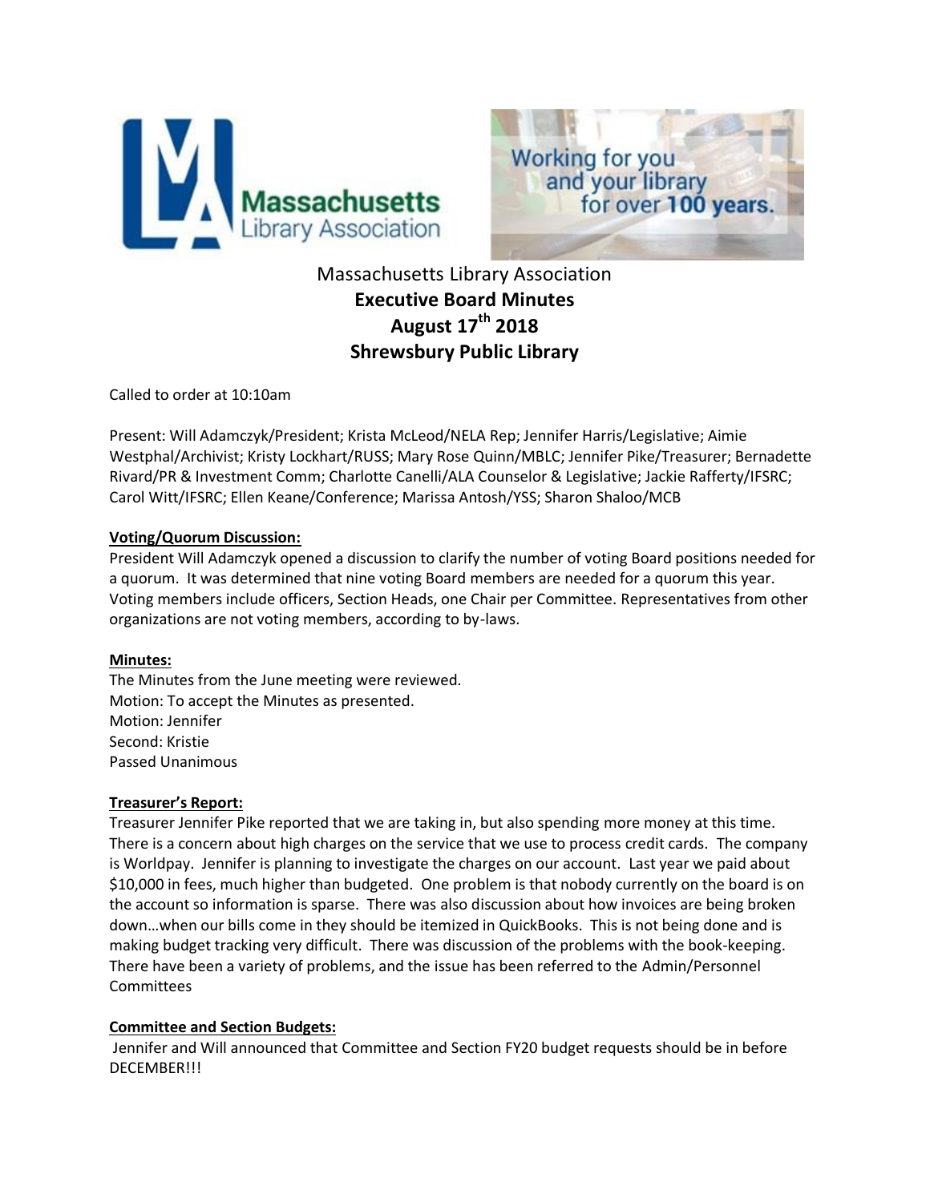Massachusetts Library Association

**Executive Board Minutes**

**August 17th 2018**

**Shrewsbury Public Library**

Called to order at 10:10am

Present: Will Adamczyk/President; Krista McLeod/NELA Rep; Jennifer Harris/Legislative; Aimie Westphal/Archivist; Kristy Lockhart/RUSS; Mary Rose Quinn/MBLC; Jennifer Pike/Treasurer; Bernadette Rivard/PR & Investment Comm; Charlotte Canelli/ALA Counselor & Legislative; Jackie Rafferty/IFSRC; Carol Witt/IFSRC; Ellen Keane/Conference; Marissa Antosh/YSS; Sharon Shaloo/MCB

**Voting/Quorum Discussion:**

President Will Adamczyk opened a discussion to clarify the number of voting Board positions needed for a quorum. It was determined that nine voting Board members are needed for a quorum this year. Voting members include officers, Section Heads, one Chair per Committee. Representatives from other organizations are not voting members, according to by-laws.

**Minutes:**

The Minutes from the June meeting were reviewed.
Motion: To accept the Minutes as presented.
Motion: Jennifer
Second: Kristie
Passed Unanimous

**Treasurer's Report:**

Treasurer Jennifer Pike reported that we are taking in, but also spending more money at this time. There is a concern about high charges on the service that we use to process credit cards. The company is Worldpay. Jennifer is planning to investigate the charges on our account. Last year we paid about $10,000 in fees, much higher than budgeted. One problem is that nobody currently on the board is on the account so information is sparse. There was also discussion about how invoices are being broken down…when our bills come in they should be itemized in QuickBooks. This is not being done and is making budget tracking very difficult. There was discussion of the problems with the book-keeping. There have been a variety of problems, and the issue has been referred to the Admin/Personnel Committees

**Committee and Section Budgets:**

Jennifer and Will announced that Committee and Section FY20 budget requests should be in before DECEMBER!!!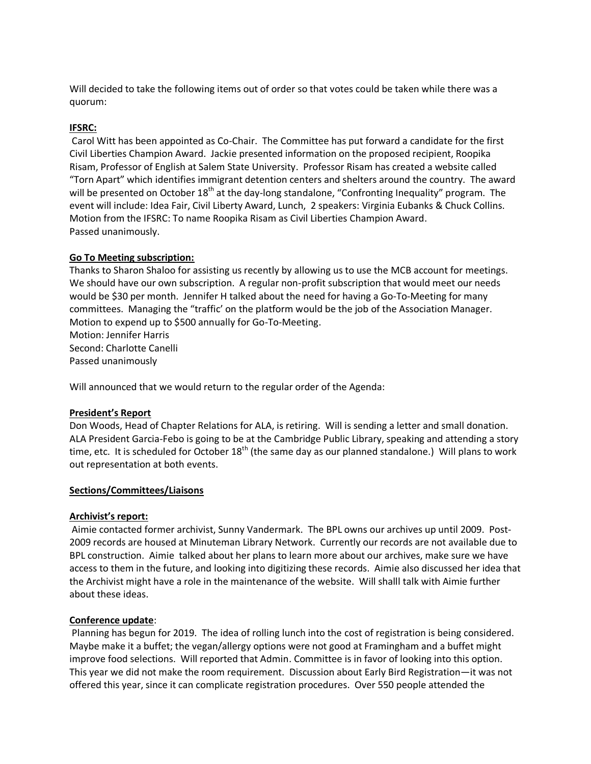Will decided to take the following items out of order so that votes could be taken while there was a quorum:

**IFSRC:**

Carol Witt has been appointed as Co-Chair. The Committee has put forward a candidate for the first Civil Liberties Champion Award. Jackie presented information on the proposed recipient, Roopika Risam, Professor of English at Salem State University. Professor Risam has created a website called "Torn Apart" which identifies immigrant detention centers and shelters around the country. The award will be presented on October 18th at the day-long standalone, "Confronting Inequality" program. The event will include: Idea Fair, Civil Liberty Award, Lunch, 2 speakers: Virginia Eubanks & Chuck Collins.
Motion from the IFSRC: To name Roopika Risam as Civil Liberties Champion Award.
Passed unanimously.

**Go To Meeting subscription:**

Thanks to Sharon Shaloo for assisting us recently by allowing us to use the MCB account for meetings. We should have our own subscription. A regular non-profit subscription that would meet our needs would be $30 per month. Jennifer H talked about the need for having a Go-To-Meeting for many committees. Managing the "traffic' on the platform would be the job of the Association Manager.
Motion to expend up to $500 annually for Go-To-Meeting.
Motion: Jennifer Harris
Second: Charlotte Canelli
Passed unanimously

Will announced that we would return to the regular order of the Agenda:

**President's Report**

Don Woods, Head of Chapter Relations for ALA, is retiring. Will is sending a letter and small donation. ALA President Garcia-Febo is going to be at the Cambridge Public Library, speaking and attending a story time, etc. It is scheduled for October 18th (the same day as our planned standalone.) Will plans to work out representation at both events.

**Sections/Committees/Liaisons**

**Archivist's report:**

Aimie contacted former archivist, Sunny Vandermark. The BPL owns our archives up until 2009. Post-2009 records are housed at Minuteman Library Network. Currently our records are not available due to BPL construction. Aimie talked about her plans to learn more about our archives, make sure we have access to them in the future, and looking into digitizing these records. Aimie also discussed her idea that the Archivist might have a role in the maintenance of the website. Will shalll talk with Aimie further about these ideas.

**Conference update**:

Planning has begun for 2019. The idea of rolling lunch into the cost of registration is being considered. Maybe make it a buffet; the vegan/allergy options were not good at Framingham and a buffet might improve food selections. Will reported that Admin. Committee is in favor of looking into this option. This year we did not make the room requirement. Discussion about Early Bird Registration—it was not offered this year, since it can complicate registration procedures. Over 550 people attended the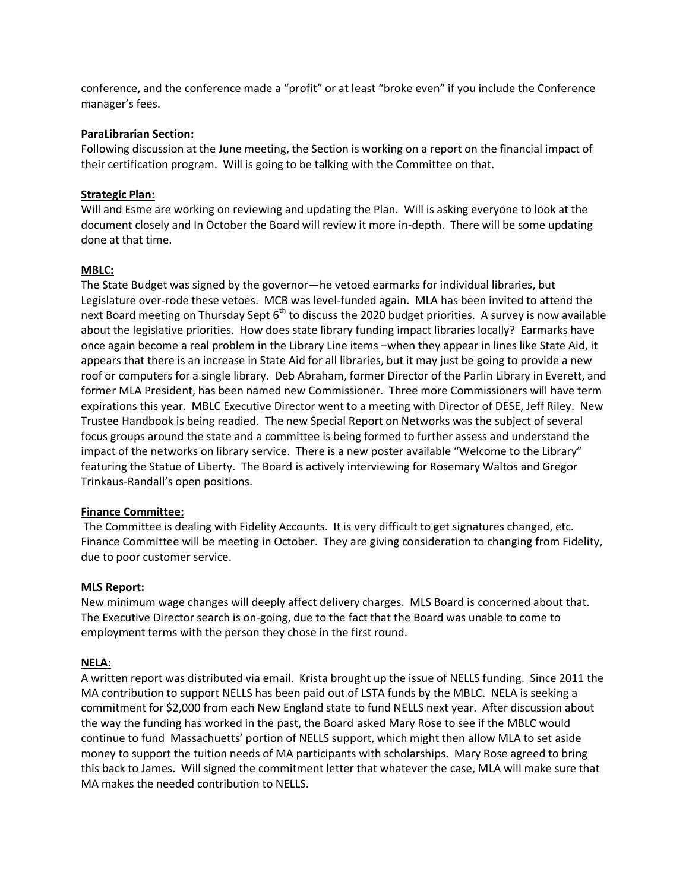conference, and the conference made a "profit" or at least "broke even" if you include the Conference manager's fees.

**ParaLibrarian Section:**

Following discussion at the June meeting, the Section is working on a report on the financial impact of their certification program. Will is going to be talking with the Committee on that.

**Strategic Plan:**

Will and Esme are working on reviewing and updating the Plan. Will is asking everyone to look at the document closely and In October the Board will review it more in-depth. There will be some updating done at that time.

**MBLC:**

The State Budget was signed by the governor—he vetoed earmarks for individual libraries, but Legislature over-rode these vetoes. MCB was level-funded again. MLA has been invited to attend the next Board meeting on Thursday Sept 6th to discuss the 2020 budget priorities. A survey is now available about the legislative priorities. How does state library funding impact libraries locally? Earmarks have once again become a real problem in the Library Line items –when they appear in lines like State Aid, it appears that there is an increase in State Aid for all libraries, but it may just be going to provide a new roof or computers for a single library. Deb Abraham, former Director of the Parlin Library in Everett, and former MLA President, has been named new Commissioner. Three more Commissioners will have term expirations this year. MBLC Executive Director went to a meeting with Director of DESE, Jeff Riley. New Trustee Handbook is being readied. The new Special Report on Networks was the subject of several focus groups around the state and a committee is being formed to further assess and understand the impact of the networks on library service. There is a new poster available "Welcome to the Library" featuring the Statue of Liberty. The Board is actively interviewing for Rosemary Waltos and Gregor Trinkaus-Randall's open positions.

**Finance Committee:**

The Committee is dealing with Fidelity Accounts. It is very difficult to get signatures changed, etc. Finance Committee will be meeting in October. They are giving consideration to changing from Fidelity, due to poor customer service.

**MLS Report:**

New minimum wage changes will deeply affect delivery charges. MLS Board is concerned about that. The Executive Director search is on-going, due to the fact that the Board was unable to come to employment terms with the person they chose in the first round.

**NELA:**

A written report was distributed via email. Krista brought up the issue of NELLS funding. Since 2011 the MA contribution to support NELLS has been paid out of LSTA funds by the MBLC. NELA is seeking a commitment for $2,000 from each New England state to fund NELLS next year. After discussion about the way the funding has worked in the past, the Board asked Mary Rose to see if the MBLC would continue to fund Massachuetts' portion of NELLS support, which might then allow MLA to set aside money to support the tuition needs of MA participants with scholarships. Mary Rose agreed to bring this back to James. Will signed the commitment letter that whatever the case, MLA will make sure that MA makes the needed contribution to NELLS.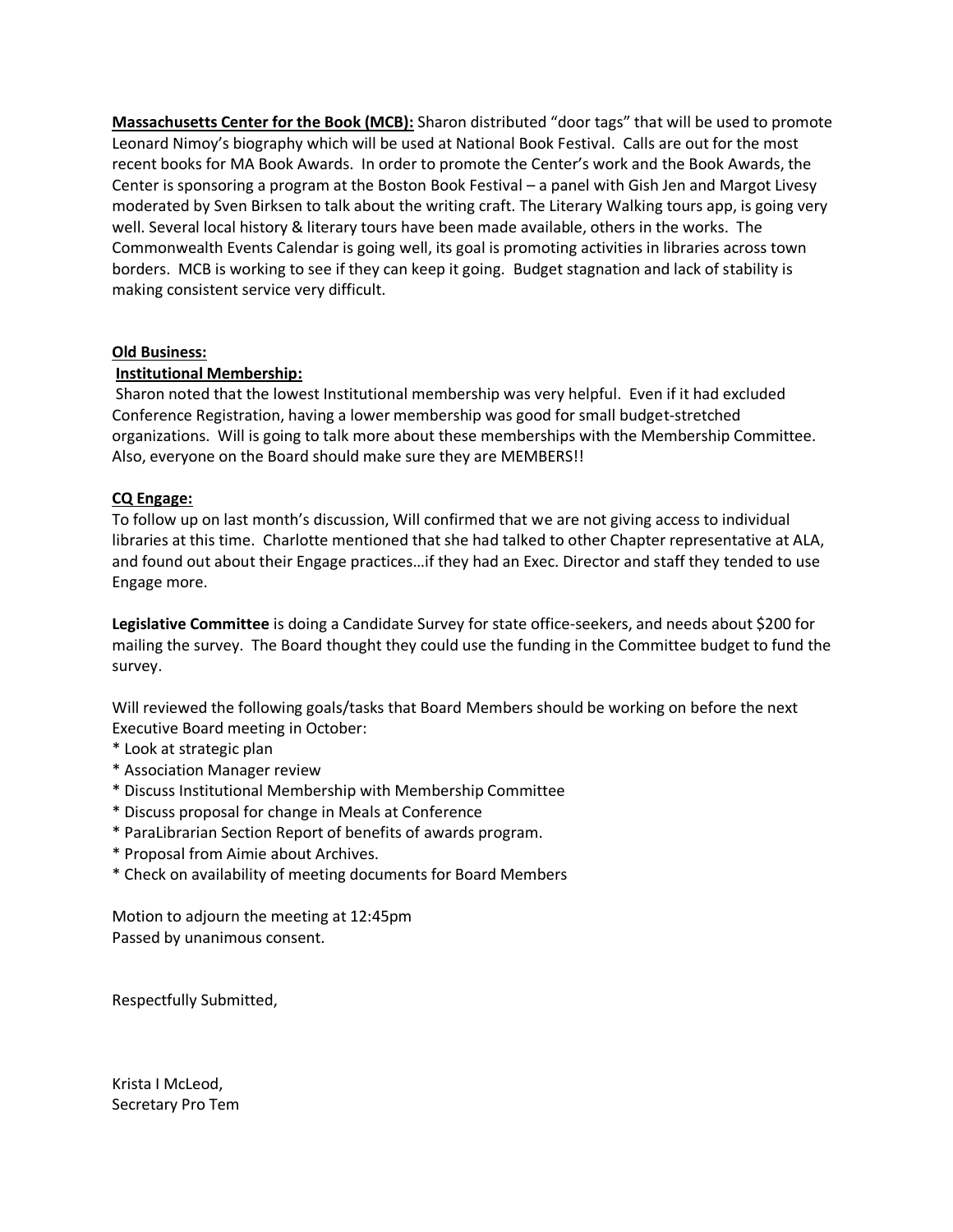**<u>Massachusetts Center for the Book (MCB):</u>** Sharon distributed "door tags" that will be used to promote Leonard Nimoy's biography which will be used at National Book Festival. Calls are out for the most recent books for MA Book Awards. In order to promote the Center's work and the Book Awards, the Center is sponsoring a program at the Boston Book Festival – a panel with Gish Jen and Margot Livesy moderated by Sven Birksen to talk about the writing craft. The Literary Walking tours app, is going very well. Several local history & literary tours have been made available, others in the works. The Commonwealth Events Calendar is going well, its goal is promoting activities in libraries across town borders. MCB is working to see if they can keep it going. Budget stagnation and lack of stability is making consistent service very difficult.

**<u>Old Business:</u>**

**<u>Institutional Membership:</u>**

Sharon noted that the lowest Institutional membership was very helpful. Even if it had excluded Conference Registration, having a lower membership was good for small budget-stretched organizations. Will is going to talk more about these memberships with the Membership Committee. Also, everyone on the Board should make sure they are MEMBERS!!

**<u>CQ Engage:</u>**

To follow up on last month's discussion, Will confirmed that we are not giving access to individual libraries at this time. Charlotte mentioned that she had talked to other Chapter representative at ALA, and found out about their Engage practices…if they had an Exec. Director and staff they tended to use Engage more.

**Legislative Committee** is doing a Candidate Survey for state office-seekers, and needs about $200 for mailing the survey. The Board thought they could use the funding in the Committee budget to fund the survey.

Will reviewed the following goals/tasks that Board Members should be working on before the next Executive Board meeting in October:

* Look at strategic plan
* Association Manager review
* Discuss Institutional Membership with Membership Committee
* Discuss proposal for change in Meals at Conference
* ParaLibrarian Section Report of benefits of awards program.
* Proposal from Aimie about Archives.
* Check on availability of meeting documents for Board Members

Motion to adjourn the meeting at 12:45pm
Passed by unanimous consent.

Respectfully Submitted,

Krista I McLeod,
Secretary Pro Tem